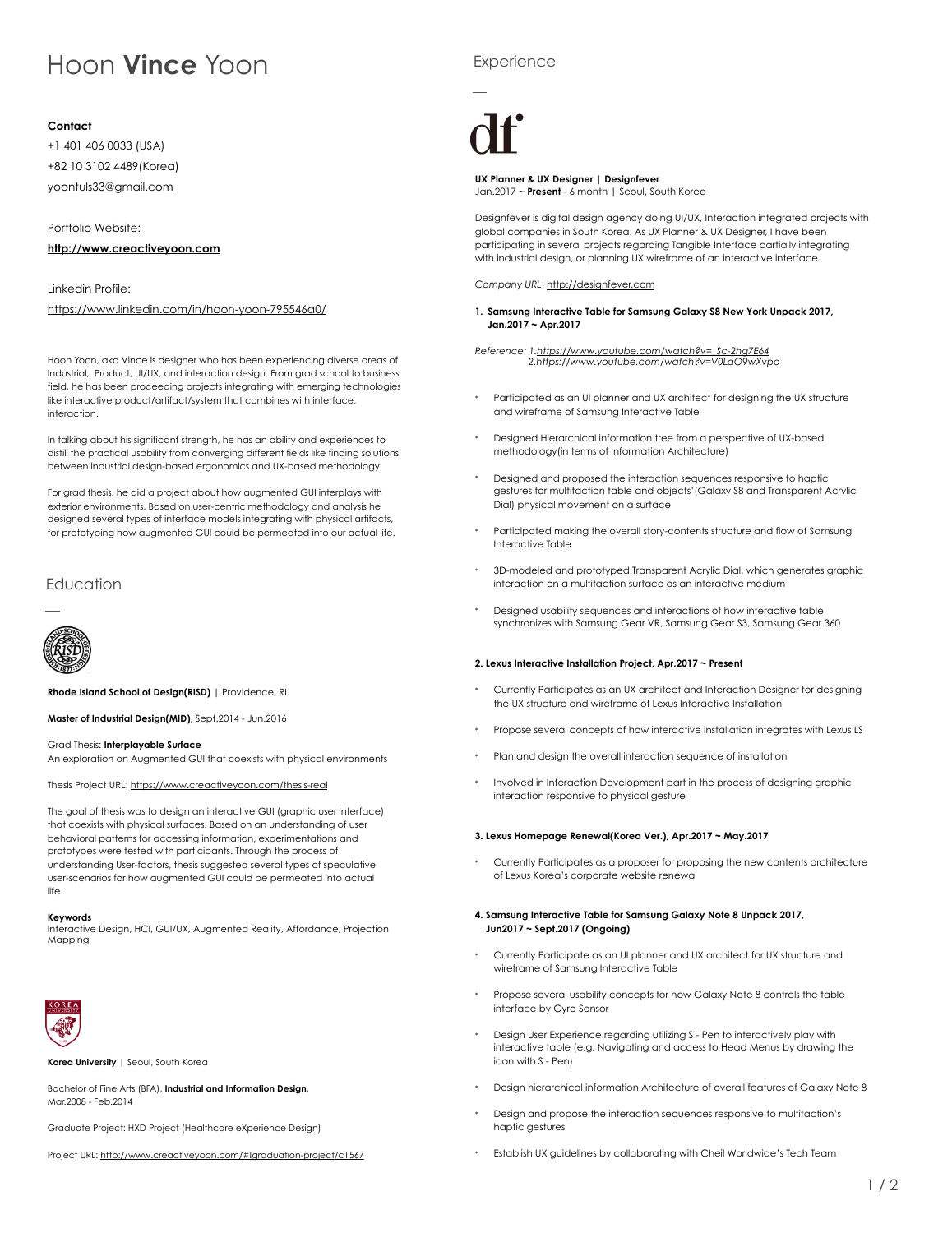# Hoon **Vince** Yoon

**Contact**

+1 401 406 0033 (USA)

+82 10 3102 4489(Korea)

yoontuls33@gmail.com

Portfolio Website:

**http://www.creactiveyoon.com**

Linkedin Profile:

https://www.linkedin.com/in/hoon-yoon-795546a0/

Hoon Yoon, aka Vince is designer who has been experiencing diverse areas of Industrial, Product, UI/UX, and interaction design. From grad school to business field, he has been proceeding projects integrating with emerging technologies like interactive product/artifact/system that combines with interface, interaction.

In talking about his significant strength, he has an ability and experiences to distill the practical usability from converging different fields like finding solutions between industrial design-based ergonomics and UX-based methodology.

For grad thesis, he did a project about how augmented GUI interplays with exterior environments. Based on user-centric methodology and analysis he designed several types of interface models integrating with physical artifacts, for prototyping how augmented GUI could be permeated into our actual life.

## Education

**Rhode Island School of Design(RISD)** | Providence, RI

**Master of Industrial Design(MID)**, Sept.2014 - Jun.2016

Grad Thesis: **Interplayable Surface**
An exploration on Augmented GUI that coexists with physical environments

Thesis Project URL: https://www.creactiveyoon.com/thesis-real

The goal of thesis was to design an interactive GUI (graphic user interface) that coexists with physical surfaces. Based on an understanding of user behavioral patterns for accessing information, experimentations and prototypes were tested with participants. Through the process of understanding User-factors, thesis suggested several types of speculative user-scenarios for how augmented GUI could be permeated into actual life.

**Keywords**
Interactive Design, HCI, GUI/UX, Augmented Reality, Affordance, Projection Mapping

**Korea University** | Seoul, South Korea

Bachelor of Fine Arts (BFA), **Industrial and Information Design**, Mar.2008 - Feb.2014

Graduate Project: HXD Project (Healthcare eXperience Design)

Project URL: http://www.creactiveyoon.com/#!graduation-project/c1567

## Experience

**UX Planner & UX Designer | Designfever**
Jan.2017 ~ **Present** - 6 month | Seoul, South Korea

Designfever is digital design agency doing UI/UX, Interaction integrated projects with global companies in South Korea. As UX Planner & UX Designer, I have been participating in several projects regarding Tangible Interface partially integrating with industrial design, or planning UX wireframe of an interactive interface.

*Company URL:* http://designfever.com

**1. Samsung Interactive Table for Samsung Galaxy S8 New York Unpack 2017, Jan.2017 ~ Apr.2017**

*Reference: 1.https://www.youtube.com/watch?v=_Sc-2hg7E64*
*2.https://www.youtube.com/watch?v=V0LaO9wXvpo*

- Participated as an UI planner and UX architect for designing the UX structure and wireframe of Samsung Interactive Table
- Designed Hierarchical information tree from a perspective of UX-based methodology(in terms of Information Architecture)
- Designed and proposed the interaction sequences responsive to haptic gestures for multitaction table and objects'(Galaxy S8 and Transparent Acrylic Dial) physical movement on a surface
- Participated making the overall story-contents structure and flow of Samsung Interactive Table
- 3D-modeled and prototyped Transparent Acrylic Dial, which generates graphic interaction on a multitaction surface as an interactive medium
- Designed usability sequences and interactions of how interactive table synchronizes with Samsung Gear VR, Samsung Gear S3, Samsung Gear 360

**2. Lexus Interactive Installation Project, Apr.2017 ~ Present**

- Currently Participates as an UX architect and Interaction Designer for designing the UX structure and wireframe of Lexus Interactive Installation
- Propose several concepts of how interactive installation integrates with Lexus LS
- Plan and design the overall interaction sequence of installation
- Involved in Interaction Development part in the process of designing graphic interaction responsive to physical gesture

**3. Lexus Homepage Renewal(Korea Ver.), Apr.2017 ~ May.2017**

- Currently Participates as a proposer for proposing the new contents architecture of Lexus Korea's corporate website renewal

**4. Samsung Interactive Table for Samsung Galaxy Note 8 Unpack 2017, Jun2017 ~ Sept.2017 (Ongoing)**

- Currently Participate as an UI planner and UX architect for UX structure and wireframe of Samsung Interactive Table
- Propose several usability concepts for how Galaxy Note 8 controls the table interface by Gyro Sensor
- Design User Experience regarding utilizing S - Pen to interactively play with interactive table (e.g. Navigating and access to Head Menus by drawing the icon with S - Pen)
- Design hierarchical information Architecture of overall features of Galaxy Note 8
- Design and propose the interaction sequences responsive to multitaction's haptic gestures
- Establish UX guidelines by collaborating with Cheil Worldwide's Tech Team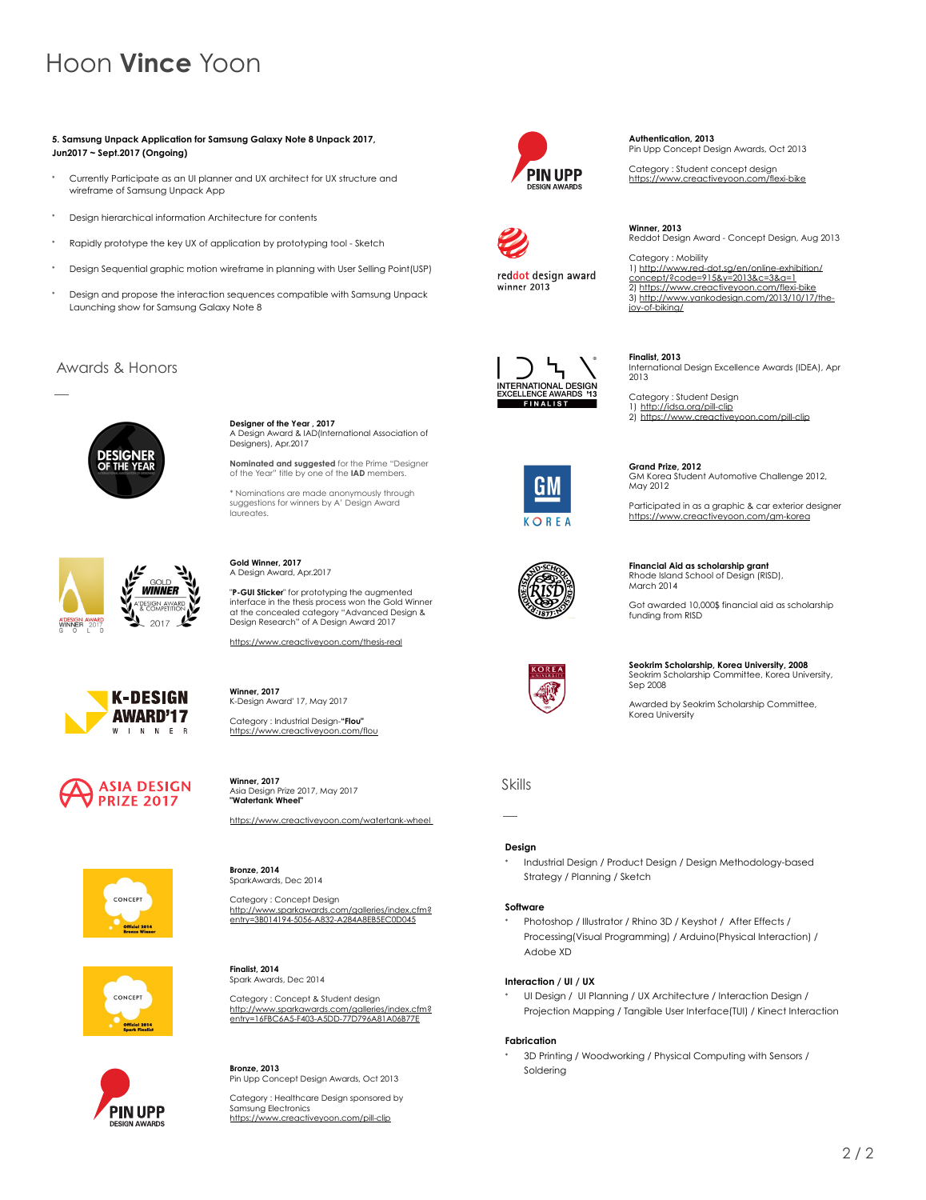# Hoon **Vince** Yoon

**5. Samsung Unpack Application for Samsung Galaxy Note 8 Unpack 2017, Jun2017 ~ Sept.2017 (Ongoing)**

- Currently Participate as an UI planner and UX architect for UX structure and wireframe of Samsung Unpack App
- Design hierarchical information Architecture for contents
- Rapidly prototype the key UX of application by prototyping tool - Sketch
- Design Sequential graphic motion wireframe in planning with User Selling Point(USP)
- Design and propose the interaction sequences compatible with Samsung Unpack Launching show for Samsung Galaxy Note 8

## Awards & Honors

**Designer of the Year , 2017**
A Design Award & IAD(International Association of Designers), Apr.2017

**Nominated and suggested** for the Prime "Designer of the Year" title by one of the **IAD** members.

* Nominations are made anonymously through suggestions for winners by A' Design Award laureates.

**Gold Winner, 2017**
A Design Award, Apr.2017

"**P-GUI Sticker**" for prototyping the augmented interface in the thesis process won the Gold Winner at the concealed category "Advanced Design & Design Research" of A Design Award 2017

https://www.creactiveyoon.com/thesis-real

**Winner, 2017**
K-Design Award' 17, May 2017

Category : Industrial Design-"**Flou**"
https://www.creactiveyoon.com/flou

**Winner, 2017**
Asia Design Prize 2017, May 2017
**"Watertank Wheel"**

https://www.creactiveyoon.com/watertank-wheel

**Bronze, 2014**
SparkAwards, Dec 2014

Category : Concept Design
http://www.sparkawards.com/galleries/index.cfm?entry=3B014194-5056-A832-A284A8EB5EC0D045

**Finalist, 2014**
Spark Awards, Dec 2014

Category : Concept & Student design
http://www.sparkawards.com/galleries/index.cfm?entry=16FBC6A5-F403-A5DD-77D796A81A06B77E

**Bronze, 2013**
Pin Upp Concept Design Awards, Oct 2013

Category : Healthcare Design sponsored by Samsung Electronics
https://www.creactiveyoon.com/pill-clip

**Authentication, 2013**
Pin Upp Concept Design Awards, Oct 2013

Category : Student concept design
https://www.creactiveyoon.com/flexi-bike

**Winner, 2013**
Reddot Design Award - Concept Design, Aug 2013

Category : Mobility
1) http://www.red-dot.sg/en/online-exhibition/concept/?code=915&y=2013&c=3&a=1
2) https://www.creactiveyoon.com/flexi-bike
3) http://www.yankodesign.com/2013/10/17/the-joy-of-biking/

**Finalist, 2013**
International Design Excellence Awards (IDEA), Apr 2013

Category : Student Design
1) http://idsa.org/pill-clip
2) https://www.creactiveyoon.com/pill-clip

**Grand Prize, 2012**
GM Korea Student Automotive Challenge 2012, May 2012

Participated in as a graphic & car exterior designer
https://www.creactiveyoon.com/gm-korea

**Financial Aid as scholarship grant**
Rhode Island School of Design (RISD), March 2014

Got awarded 10,000$ financial aid as scholarship funding from RISD

**Seokrim Scholarship, Korea University, 2008**
Seokrim Scholarship Committee, Korea University, Sep 2008

Awarded by Seokrim Scholarship Committee, Korea University

## Skills

**Design**
- Industrial Design / Product Design / Design Methodology-based Strategy / Planning / Sketch

**Software**
- Photoshop / Illustrator / Rhino 3D / Keyshot / After Effects / Processing(Visual Programming) / Arduino(Physical Interaction) / Adobe XD

**Interaction / UI / UX**
- UI Design / UI Planning / UX Architecture / Interaction Design / Projection Mapping / Tangible User Interface(TUI) / Kinect Interaction

**Fabrication**
- 3D Printing / Woodworking / Physical Computing with Sensors / Soldering